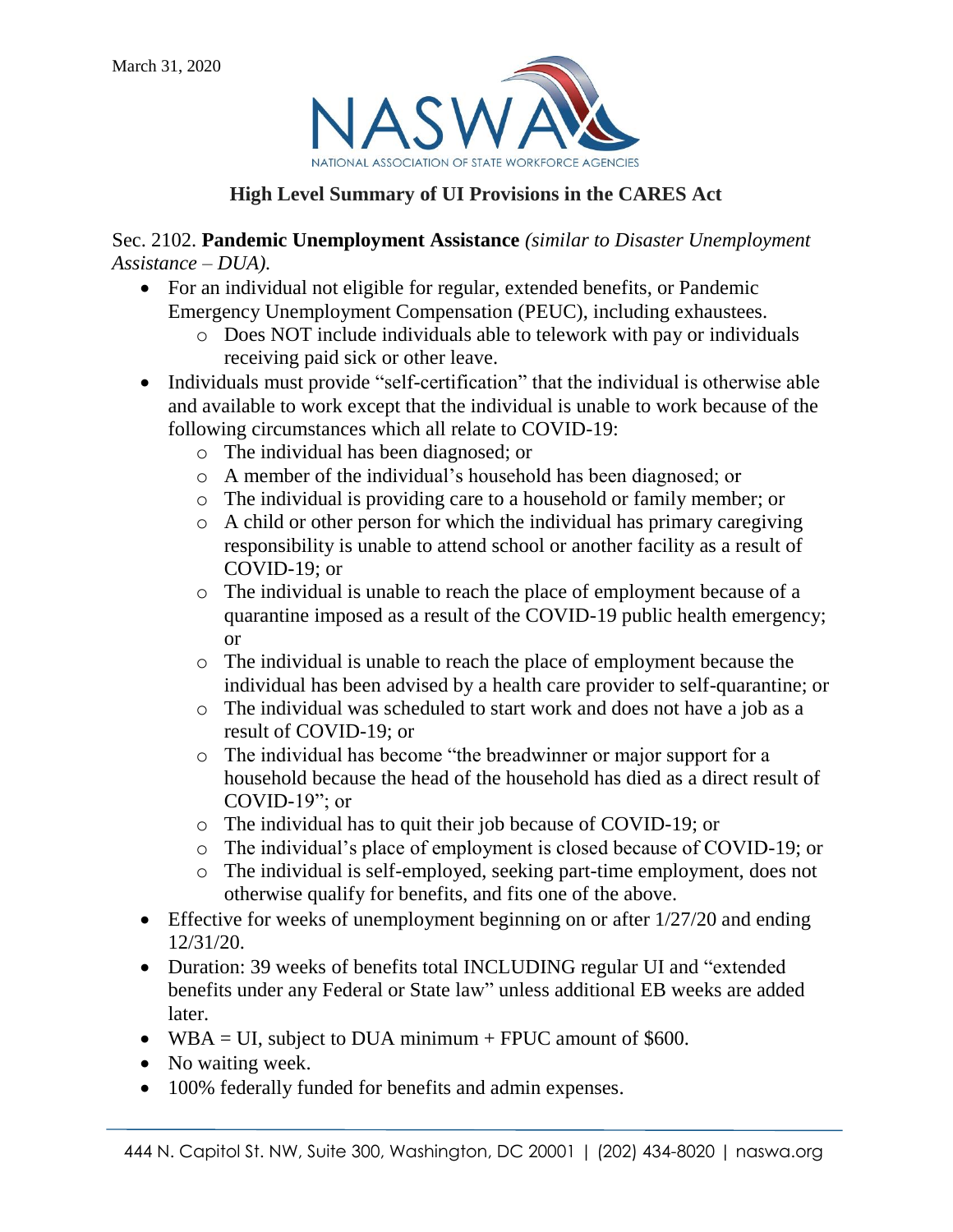March 31, 2020

NASWA
NATIONAL ASSOCIATION OF STATE WORKFORCE AGENCIES

## High Level Summary of UI Provisions in the CARES Act

Sec. 2102. **Pandemic Unemployment Assistance** *(similar to Disaster Unemployment Assistance – DUA).*

- For an individual not eligible for regular, extended benefits, or Pandemic Emergency Unemployment Compensation (PEUC), including exhaustees.
  - Does NOT include individuals able to telework with pay or individuals receiving paid sick or other leave.
- Individuals must provide "self-certification" that the individual is otherwise able and available to work except that the individual is unable to work because of the following circumstances which all relate to COVID-19:
  - The individual has been diagnosed; or
  - A member of the individual's household has been diagnosed; or
  - The individual is providing care to a household or family member; or
  - A child or other person for which the individual has primary caregiving responsibility is unable to attend school or another facility as a result of COVID-19; or
  - The individual is unable to reach the place of employment because of a quarantine imposed as a result of the COVID-19 public health emergency; or
  - The individual is unable to reach the place of employment because the individual has been advised by a health care provider to self-quarantine; or
  - The individual was scheduled to start work and does not have a job as a result of COVID-19; or
  - The individual has become "the breadwinner or major support for a household because the head of the household has died as a direct result of COVID-19"; or
  - The individual has to quit their job because of COVID-19; or
  - The individual's place of employment is closed because of COVID-19; or
  - The individual is self-employed, seeking part-time employment, does not otherwise qualify for benefits, and fits one of the above.
- Effective for weeks of unemployment beginning on or after 1/27/20 and ending 12/31/20.
- Duration: 39 weeks of benefits total INCLUDING regular UI and "extended benefits under any Federal or State law" unless additional EB weeks are added later.
- WBA = UI, subject to DUA minimum + FPUC amount of $600.
- No waiting week.
- 100% federally funded for benefits and admin expenses.

444 N. Capitol St. NW, Suite 300, Washington, DC 20001 | (202) 434-8020 | naswa.org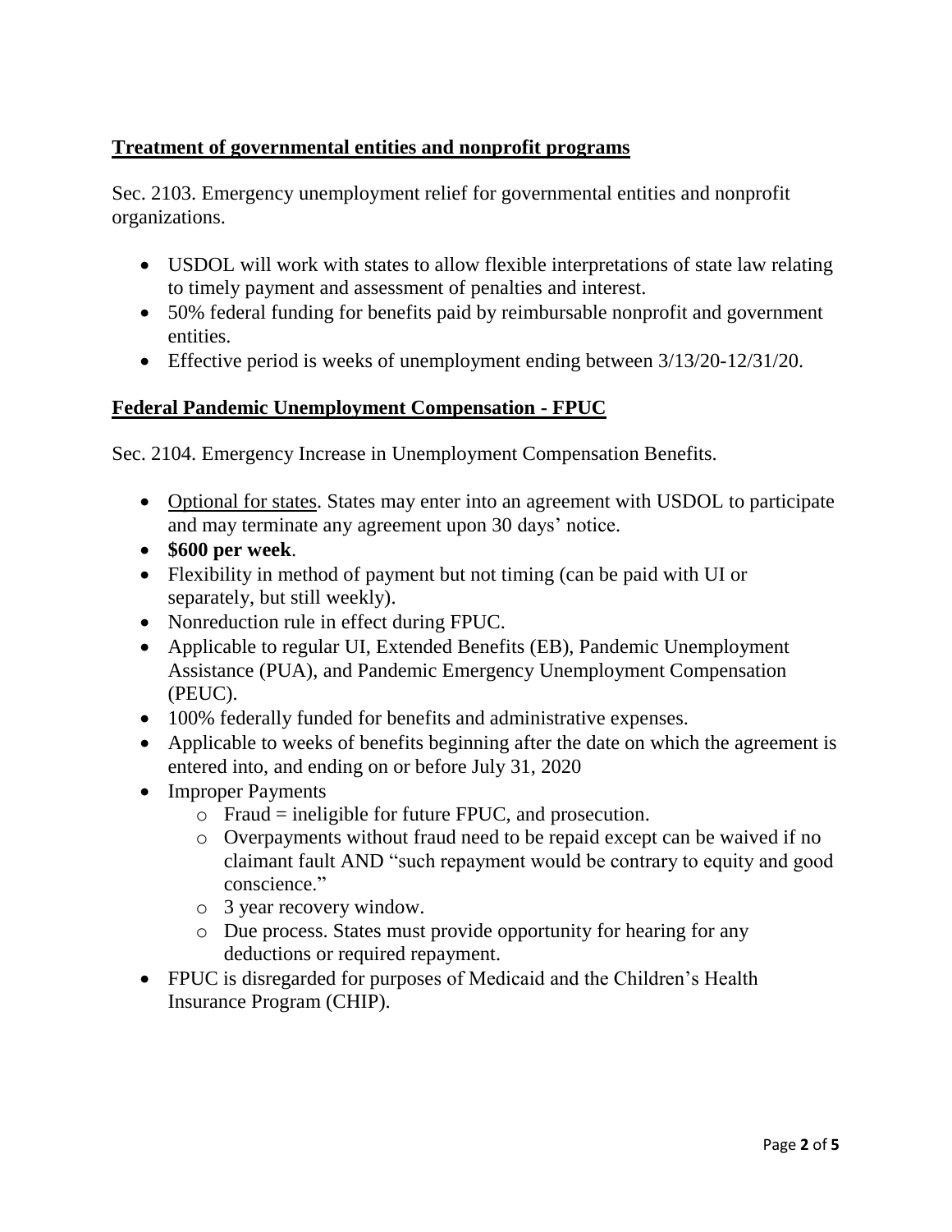## Treatment of governmental entities and nonprofit programs

Sec. 2103. Emergency unemployment relief for governmental entities and nonprofit organizations.

- USDOL will work with states to allow flexible interpretations of state law relating to timely payment and assessment of penalties and interest.
- 50% federal funding for benefits paid by reimbursable nonprofit and government entities.
- Effective period is weeks of unemployment ending between 3/13/20-12/31/20.

## Federal Pandemic Unemployment Compensation - FPUC

Sec. 2104. Emergency Increase in Unemployment Compensation Benefits.

- Optional for states. States may enter into an agreement with USDOL to participate and may terminate any agreement upon 30 days' notice.
- **$600 per week**.
- Flexibility in method of payment but not timing (can be paid with UI or separately, but still weekly).
- Nonreduction rule in effect during FPUC.
- Applicable to regular UI, Extended Benefits (EB), Pandemic Unemployment Assistance (PUA), and Pandemic Emergency Unemployment Compensation (PEUC).
- 100% federally funded for benefits and administrative expenses.
- Applicable to weeks of benefits beginning after the date on which the agreement is entered into, and ending on or before July 31, 2020
- Improper Payments
  - Fraud = ineligible for future FPUC, and prosecution.
  - Overpayments without fraud need to be repaid except can be waived if no claimant fault AND "such repayment would be contrary to equity and good conscience."
  - 3 year recovery window.
  - Due process. States must provide opportunity for hearing for any deductions or required repayment.
- FPUC is disregarded for purposes of Medicaid and the Children's Health Insurance Program (CHIP).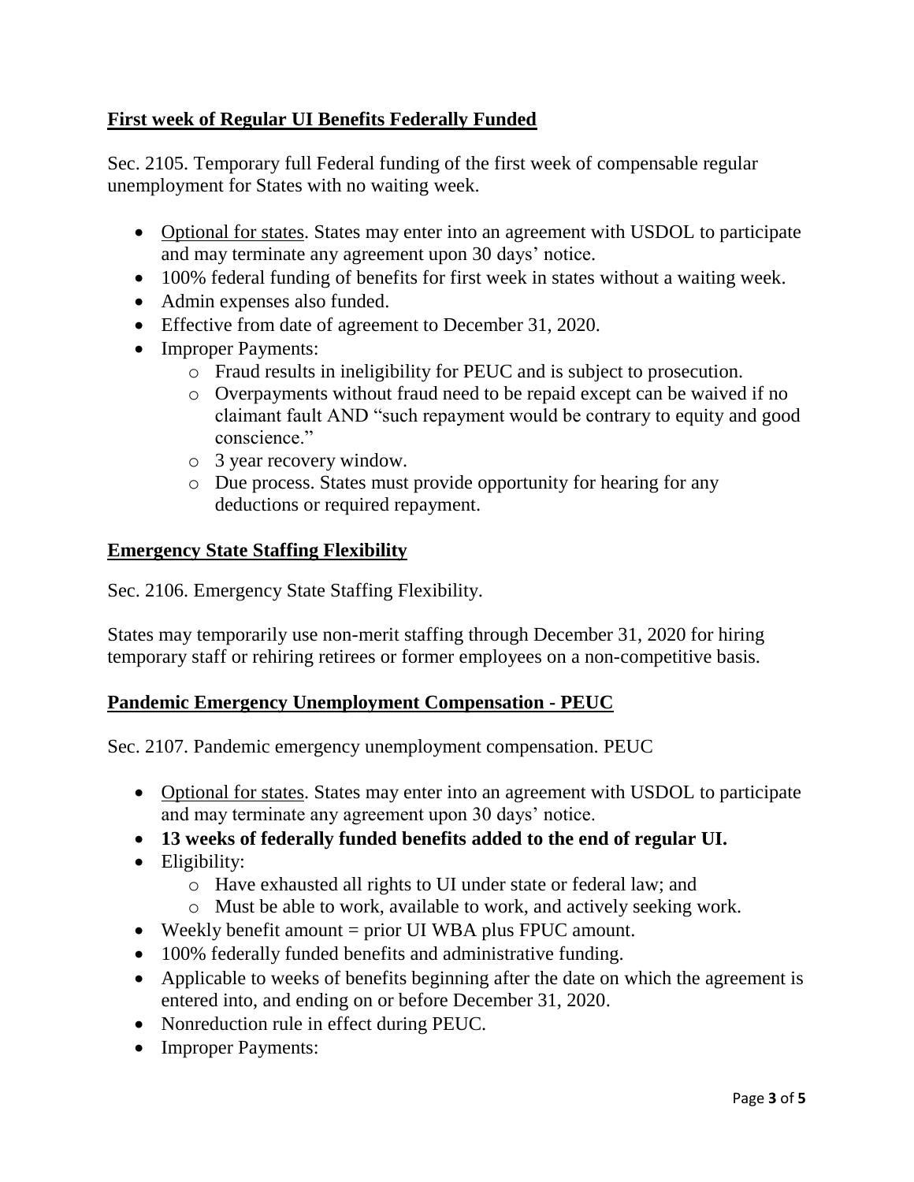## First week of Regular UI Benefits Federally Funded

Sec. 2105. Temporary full Federal funding of the first week of compensable regular unemployment for States with no waiting week.

- Optional for states. States may enter into an agreement with USDOL to participate and may terminate any agreement upon 30 days' notice.
- 100% federal funding of benefits for first week in states without a waiting week.
- Admin expenses also funded.
- Effective from date of agreement to December 31, 2020.
- Improper Payments:
    - Fraud results in ineligibility for PEUC and is subject to prosecution.
    - Overpayments without fraud need to be repaid except can be waived if no claimant fault AND "such repayment would be contrary to equity and good conscience."
    - 3 year recovery window.
    - Due process. States must provide opportunity for hearing for any deductions or required repayment.

## Emergency State Staffing Flexibility

Sec. 2106. Emergency State Staffing Flexibility.

States may temporarily use non-merit staffing through December 31, 2020 for hiring temporary staff or rehiring retirees or former employees on a non-competitive basis.

## Pandemic Emergency Unemployment Compensation - PEUC

Sec. 2107. Pandemic emergency unemployment compensation. PEUC

- Optional for states. States may enter into an agreement with USDOL to participate and may terminate any agreement upon 30 days' notice.
- **13 weeks of federally funded benefits added to the end of regular UI.**
- Eligibility:
    - Have exhausted all rights to UI under state or federal law; and
    - Must be able to work, available to work, and actively seeking work.
- Weekly benefit amount = prior UI WBA plus FPUC amount.
- 100% federally funded benefits and administrative funding.
- Applicable to weeks of benefits beginning after the date on which the agreement is entered into, and ending on or before December 31, 2020.
- Nonreduction rule in effect during PEUC.
- Improper Payments: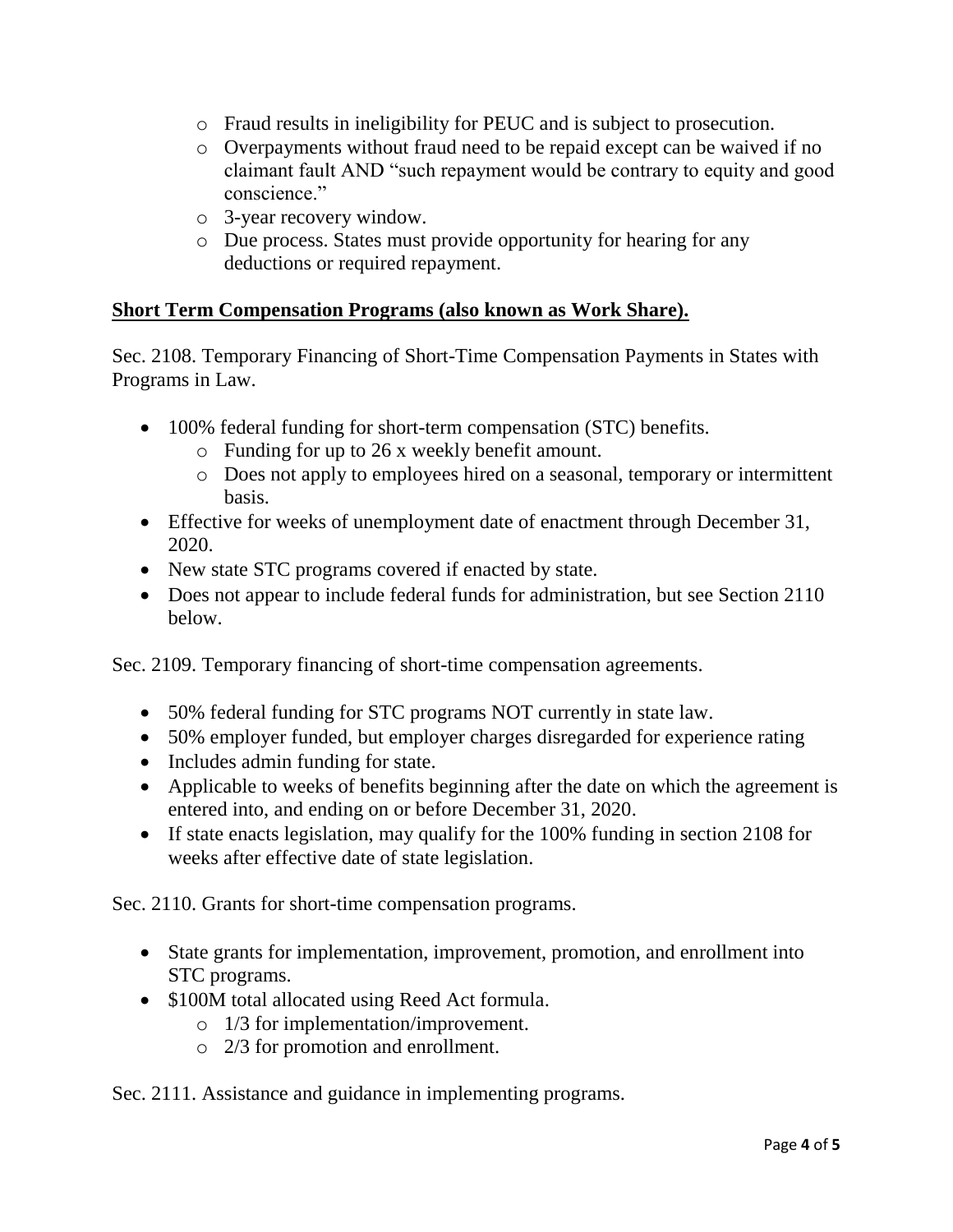- Fraud results in ineligibility for PEUC and is subject to prosecution.
  - Overpayments without fraud need to be repaid except can be waived if no claimant fault AND "such repayment would be contrary to equity and good conscience."
  - 3-year recovery window.
  - Due process. States must provide opportunity for hearing for any deductions or required repayment.

**Short Term Compensation Programs (also known as Work Share).**

Sec. 2108. Temporary Financing of Short-Time Compensation Payments in States with Programs in Law.

- 100% federal funding for short-term compensation (STC) benefits.
  - Funding for up to 26 x weekly benefit amount.
  - Does not apply to employees hired on a seasonal, temporary or intermittent basis.
- Effective for weeks of unemployment date of enactment through December 31, 2020.
- New state STC programs covered if enacted by state.
- Does not appear to include federal funds for administration, but see Section 2110 below.

Sec. 2109. Temporary financing of short-time compensation agreements.

- 50% federal funding for STC programs NOT currently in state law.
- 50% employer funded, but employer charges disregarded for experience rating
- Includes admin funding for state.
- Applicable to weeks of benefits beginning after the date on which the agreement is entered into, and ending on or before December 31, 2020.
- If state enacts legislation, may qualify for the 100% funding in section 2108 for weeks after effective date of state legislation.

Sec. 2110. Grants for short-time compensation programs.

- State grants for implementation, improvement, promotion, and enrollment into STC programs.
- \$100M total allocated using Reed Act formula.
  - 1/3 for implementation/improvement.
  - 2/3 for promotion and enrollment.

Sec. 2111. Assistance and guidance in implementing programs.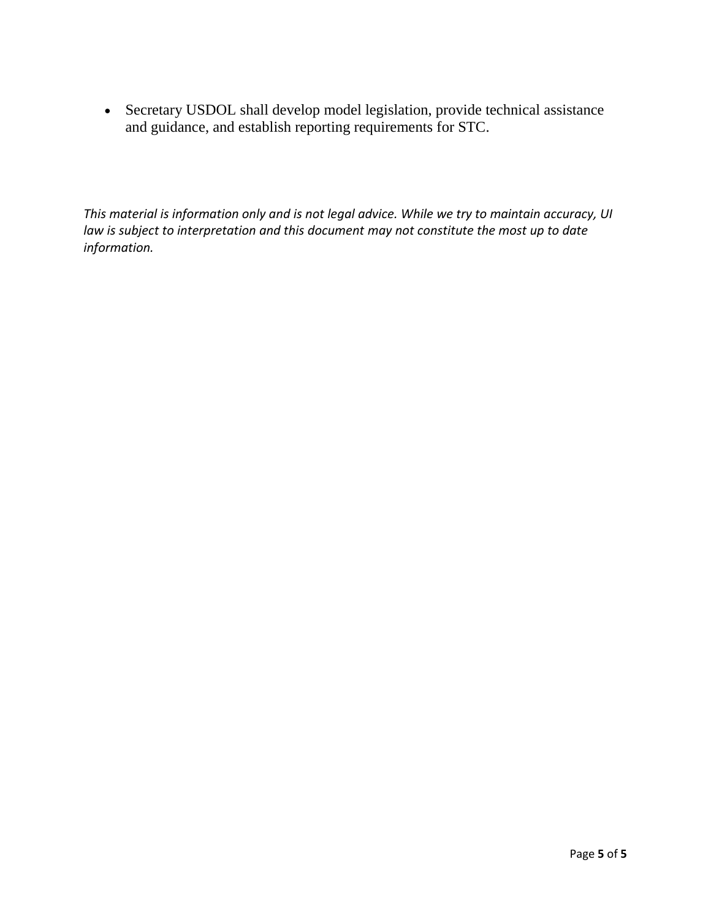- Secretary USDOL shall develop model legislation, provide technical assistance and guidance, and establish reporting requirements for STC.

*This material is information only and is not legal advice. While we try to maintain accuracy, UI law is subject to interpretation and this document may not constitute the most up to date information.*